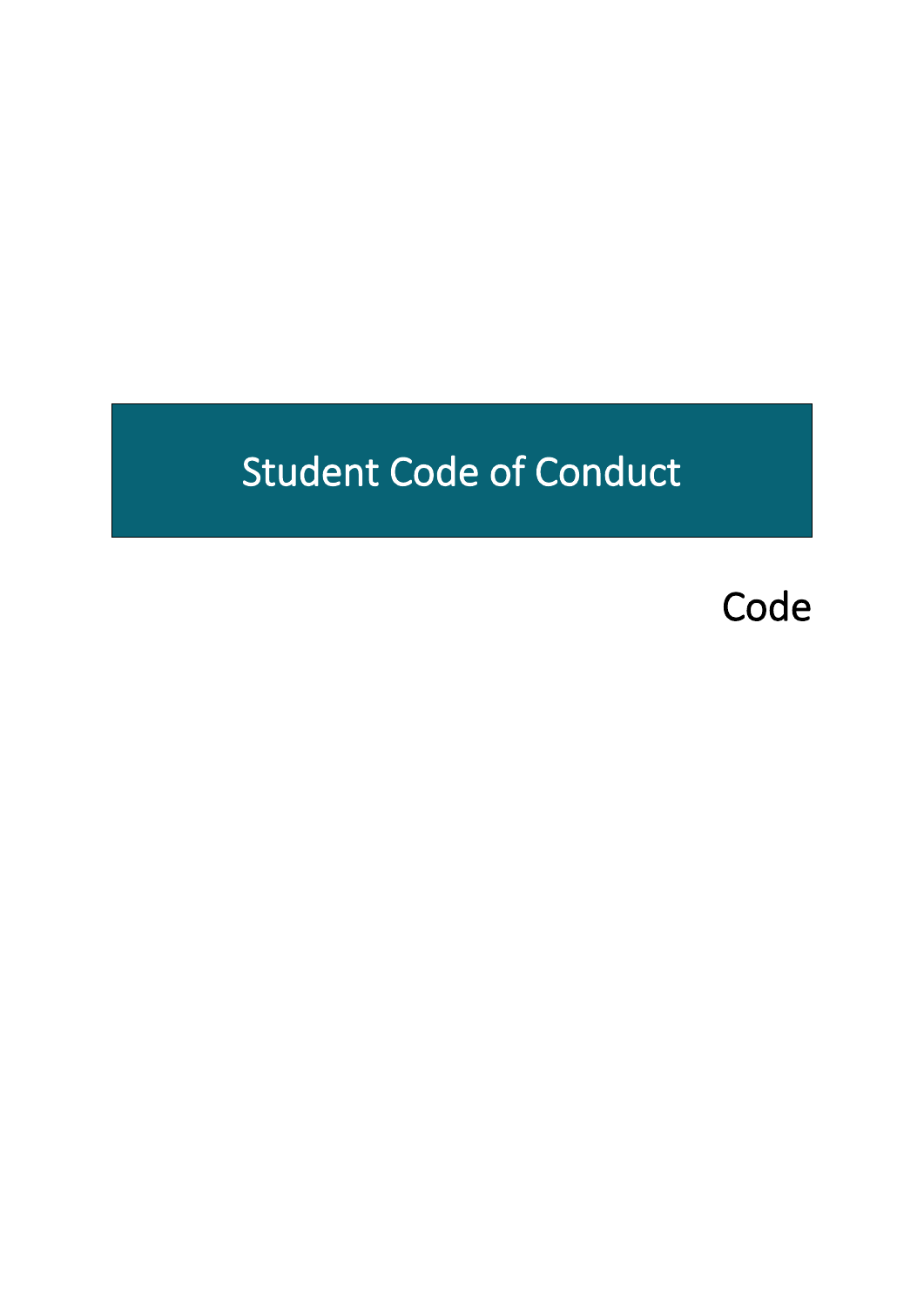# Student Code of Conduct

Code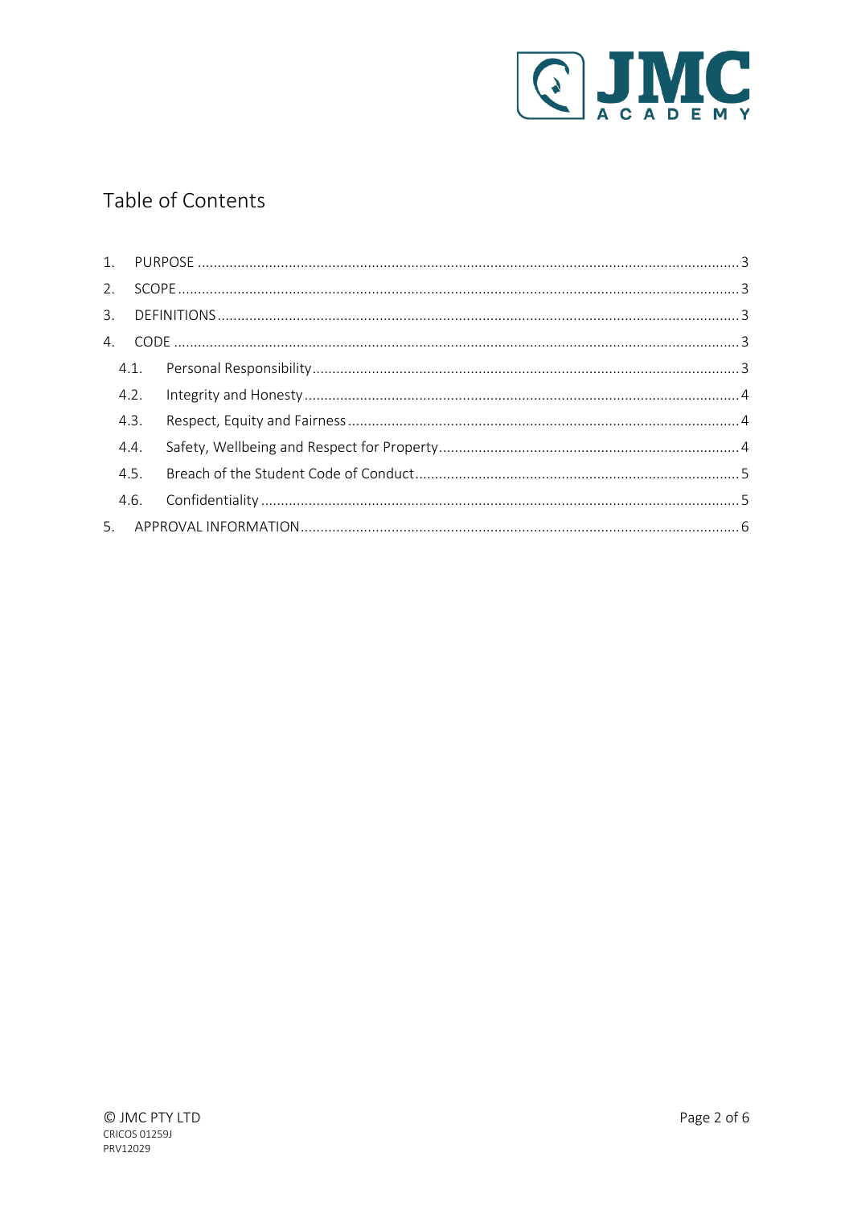# Table of Contents

1. PURPOSE ........................................................................................................................................ 3
2. SCOPE ............................................................................................................................................. 3
3. DEFINITIONS .................................................................................................................................. 3
4. CODE .............................................................................................................................................. 3
   - 4.1. Personal Responsibility ........................................................................................................... 3
   - 4.2. Integrity and Honesty .............................................................................................................. 4
   - 4.3. Respect, Equity and Fairness .................................................................................................. 4
   - 4.4. Safety, Wellbeing and Respect for Property ............................................................................ 4
   - 4.5. Breach of the Student Code of Conduct .................................................................................. 5
   - 4.6. Confidentiality ......................................................................................................................... 5
5. APPROVAL INFORMATION .............................................................................................................. 6

© JMC PTY LTD
CRICOS 01259J
PRV12029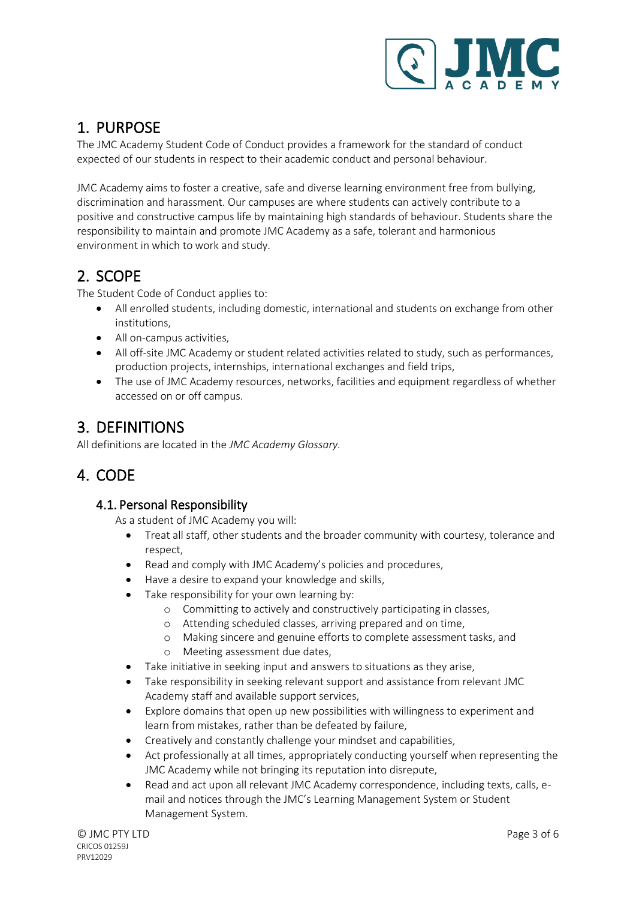# 1. PURPOSE

The JMC Academy Student Code of Conduct provides a framework for the standard of conduct expected of our students in respect to their academic conduct and personal behaviour.

JMC Academy aims to foster a creative, safe and diverse learning environment free from bullying, discrimination and harassment. Our campuses are where students can actively contribute to a positive and constructive campus life by maintaining high standards of behaviour. Students share the responsibility to maintain and promote JMC Academy as a safe, tolerant and harmonious environment in which to work and study.

# 2. SCOPE

The Student Code of Conduct applies to:

- All enrolled students, including domestic, international and students on exchange from other institutions,
- All on-campus activities,
- All off-site JMC Academy or student related activities related to study, such as performances, production projects, internships, international exchanges and field trips,
- The use of JMC Academy resources, networks, facilities and equipment regardless of whether accessed on or off campus.

# 3. DEFINITIONS

All definitions are located in the *JMC Academy Glossary.*

# 4. CODE

## 4.1. Personal Responsibility

As a student of JMC Academy you will:

- Treat all staff, other students and the broader community with courtesy, tolerance and respect,
- Read and comply with JMC Academy's policies and procedures,
- Have a desire to expand your knowledge and skills,
- Take responsibility for your own learning by:
  - Committing to actively and constructively participating in classes,
  - Attending scheduled classes, arriving prepared and on time,
  - Making sincere and genuine efforts to complete assessment tasks, and
  - Meeting assessment due dates,
- Take initiative in seeking input and answers to situations as they arise,
- Take responsibility in seeking relevant support and assistance from relevant JMC Academy staff and available support services,
- Explore domains that open up new possibilities with willingness to experiment and learn from mistakes, rather than be defeated by failure,
- Creatively and constantly challenge your mindset and capabilities,
- Act professionally at all times, appropriately conducting yourself when representing the JMC Academy while not bringing its reputation into disrepute,
- Read and act upon all relevant JMC Academy correspondence, including texts, calls, e-mail and notices through the JMC's Learning Management System or Student Management System.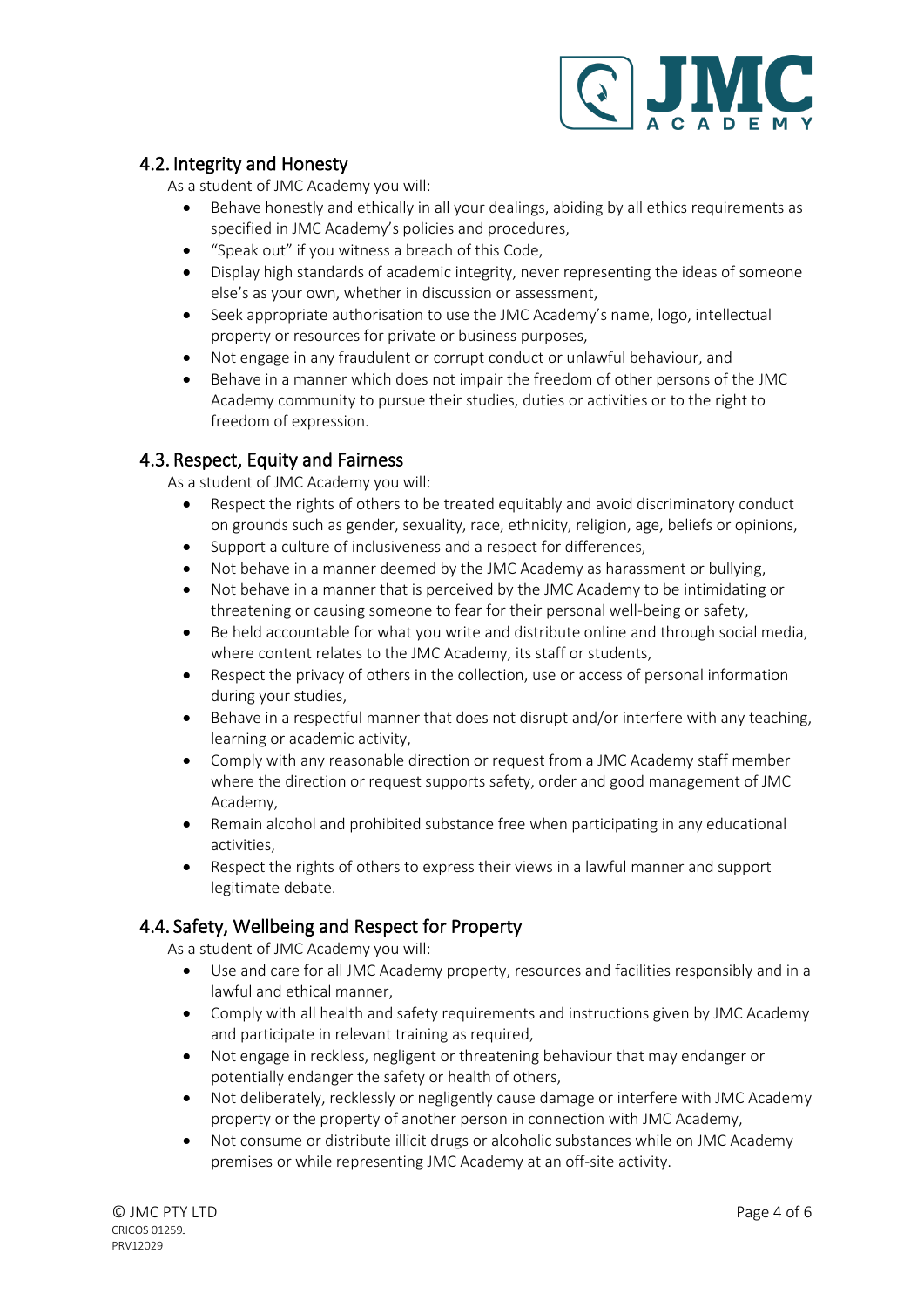## 4.2. Integrity and Honesty

As a student of JMC Academy you will:

- Behave honestly and ethically in all your dealings, abiding by all ethics requirements as specified in JMC Academy's policies and procedures,
- "Speak out" if you witness a breach of this Code,
- Display high standards of academic integrity, never representing the ideas of someone else's as your own, whether in discussion or assessment,
- Seek appropriate authorisation to use the JMC Academy's name, logo, intellectual property or resources for private or business purposes,
- Not engage in any fraudulent or corrupt conduct or unlawful behaviour, and
- Behave in a manner which does not impair the freedom of other persons of the JMC Academy community to pursue their studies, duties or activities or to the right to freedom of expression.

## 4.3. Respect, Equity and Fairness

As a student of JMC Academy you will:

- Respect the rights of others to be treated equitably and avoid discriminatory conduct on grounds such as gender, sexuality, race, ethnicity, religion, age, beliefs or opinions,
- Support a culture of inclusiveness and a respect for differences,
- Not behave in a manner deemed by the JMC Academy as harassment or bullying,
- Not behave in a manner that is perceived by the JMC Academy to be intimidating or threatening or causing someone to fear for their personal well-being or safety,
- Be held accountable for what you write and distribute online and through social media, where content relates to the JMC Academy, its staff or students,
- Respect the privacy of others in the collection, use or access of personal information during your studies,
- Behave in a respectful manner that does not disrupt and/or interfere with any teaching, learning or academic activity,
- Comply with any reasonable direction or request from a JMC Academy staff member where the direction or request supports safety, order and good management of JMC Academy,
- Remain alcohol and prohibited substance free when participating in any educational activities,
- Respect the rights of others to express their views in a lawful manner and support legitimate debate.

## 4.4. Safety, Wellbeing and Respect for Property

As a student of JMC Academy you will:

- Use and care for all JMC Academy property, resources and facilities responsibly and in a lawful and ethical manner,
- Comply with all health and safety requirements and instructions given by JMC Academy and participate in relevant training as required,
- Not engage in reckless, negligent or threatening behaviour that may endanger or potentially endanger the safety or health of others,
- Not deliberately, recklessly or negligently cause damage or interfere with JMC Academy property or the property of another person in connection with JMC Academy,
- Not consume or distribute illicit drugs or alcoholic substances while on JMC Academy premises or while representing JMC Academy at an off-site activity.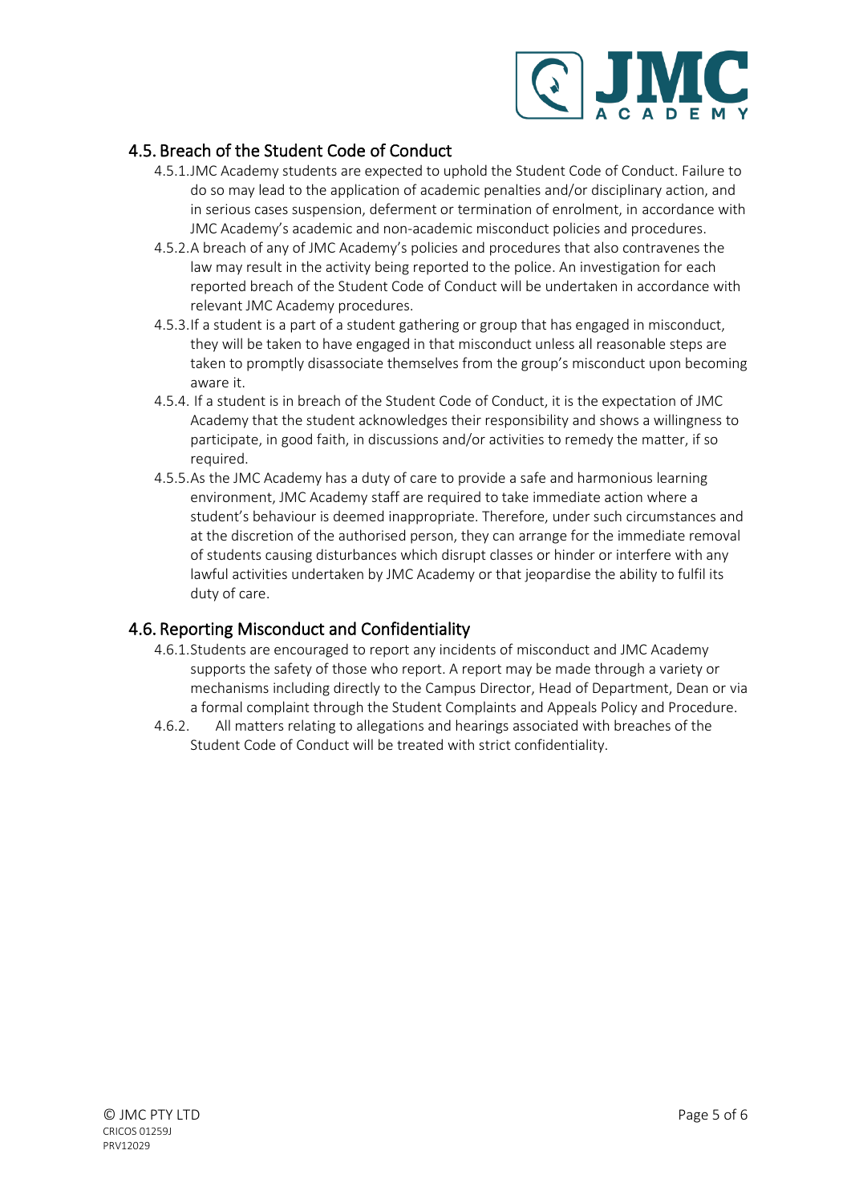## 4.5. Breach of the Student Code of Conduct

4.5.1. JMC Academy students are expected to uphold the Student Code of Conduct. Failure to do so may lead to the application of academic penalties and/or disciplinary action, and in serious cases suspension, deferment or termination of enrolment, in accordance with JMC Academy's academic and non-academic misconduct policies and procedures.

4.5.2. A breach of any of JMC Academy's policies and procedures that also contravenes the law may result in the activity being reported to the police. An investigation for each reported breach of the Student Code of Conduct will be undertaken in accordance with relevant JMC Academy procedures.

4.5.3. If a student is a part of a student gathering or group that has engaged in misconduct, they will be taken to have engaged in that misconduct unless all reasonable steps are taken to promptly disassociate themselves from the group's misconduct upon becoming aware it.

4.5.4. If a student is in breach of the Student Code of Conduct, it is the expectation of JMC Academy that the student acknowledges their responsibility and shows a willingness to participate, in good faith, in discussions and/or activities to remedy the matter, if so required.

4.5.5. As the JMC Academy has a duty of care to provide a safe and harmonious learning environment, JMC Academy staff are required to take immediate action where a student's behaviour is deemed inappropriate. Therefore, under such circumstances and at the discretion of the authorised person, they can arrange for the immediate removal of students causing disturbances which disrupt classes or hinder or interfere with any lawful activities undertaken by JMC Academy or that jeopardise the ability to fulfil its duty of care.

## 4.6. Reporting Misconduct and Confidentiality

4.6.1. Students are encouraged to report any incidents of misconduct and JMC Academy supports the safety of those who report. A report may be made through a variety or mechanisms including directly to the Campus Director, Head of Department, Dean or via a formal complaint through the Student Complaints and Appeals Policy and Procedure.

4.6.2. All matters relating to allegations and hearings associated with breaches of the Student Code of Conduct will be treated with strict confidentiality.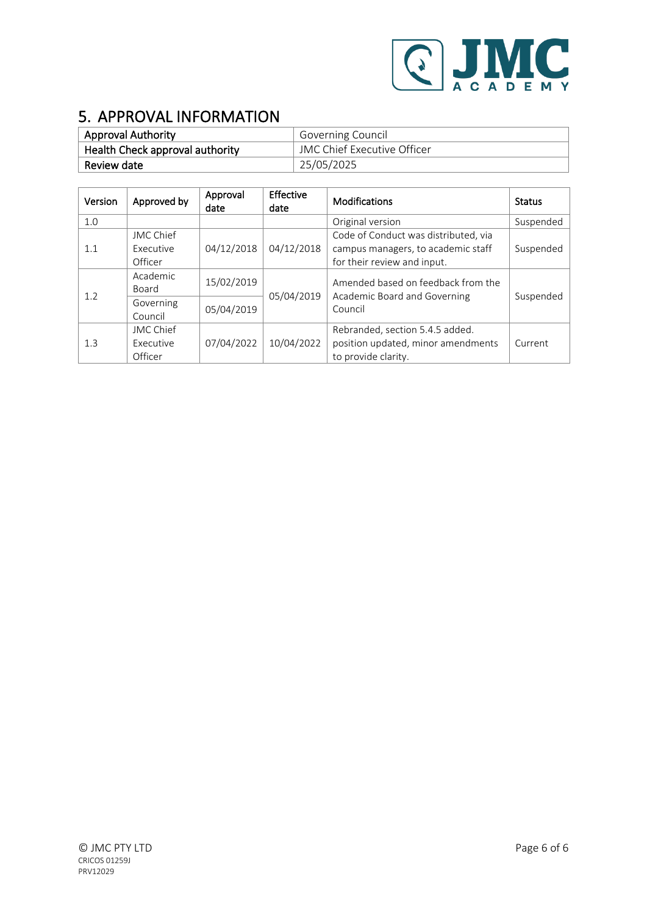## 5. APPROVAL INFORMATION

| | |
|---|---|
| Approval Authority | Governing Council |
| Health Check approval authority | JMC Chief Executive Officer |
| Review date | 25/05/2025 |

| Version | Approved by | Approval date | Effective date | Modifications | Status |
|---|---|---|---|---|---|
| 1.0 | | | | Original version | Suspended |
| 1.1 | JMC Chief Executive Officer | 04/12/2018 | 04/12/2018 | Code of Conduct was distributed, via campus managers, to academic staff for their review and input. | Suspended |
| 1.2 | Academic Board | 15/02/2019 | 05/04/2019 | Amended based on feedback from the Academic Board and Governing Council | Suspended |
| | Governing Council | 05/04/2019 | | | |
| 1.3 | JMC Chief Executive Officer | 07/04/2022 | 10/04/2022 | Rebranded, section 5.4.5 added. position updated, minor amendments to provide clarity. | Current |

© JMC PTY LTD
CRICOS 01259J
PRV12029